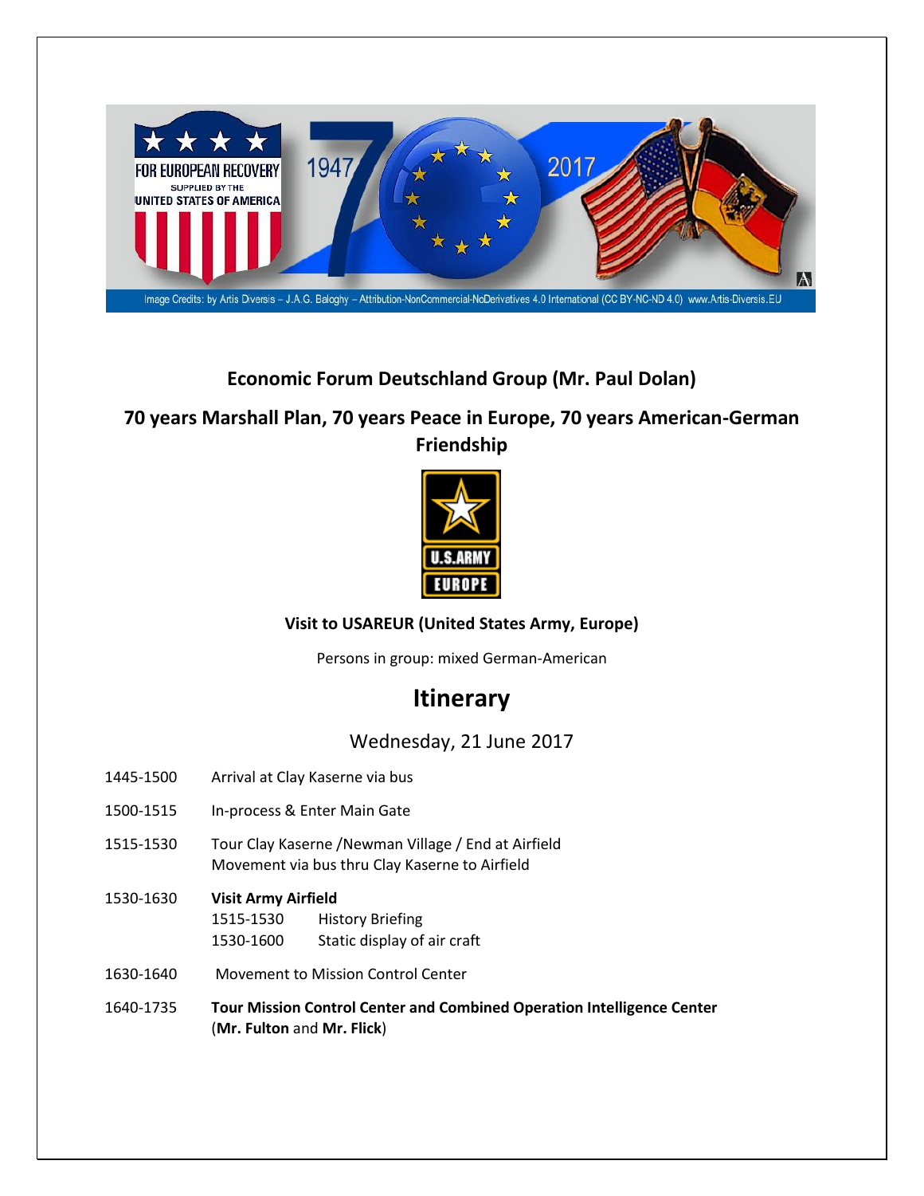Image Credits: by Artis Diversis – J.A.G. Baloghy – Attribution-NonCommercial-NoDerivatives 4.0 International (CC BY-NC-ND 4.0) www.Artis-Diversis.EU

## Economic Forum Deutschland Group (Mr. Paul Dolan)

## 70 years Marshall Plan, 70 years Peace in Europe, 70 years American-German Friendship

**Visit to USAREUR (United States Army, Europe)**

Persons in group: mixed German-American

# Itinerary

Wednesday, 21 June 2017

| | |
|---|---|
| 1445-1500 | Arrival at Clay Kaserne via bus |
| 1500-1515 | In-process & Enter Main Gate |
| 1515-1530 | Tour Clay Kaserne /Newman Village / End at Airfield<br>Movement via bus thru Clay Kaserne to Airfield |
| 1530-1630 | **Visit Army Airfield**<br>1515-1530 History Briefing<br>1530-1600 Static display of air craft |
| 1630-1640 | Movement to Mission Control Center |
| 1640-1735 | **Tour Mission Control Center and Combined Operation Intelligence Center** (**Mr. Fulton** and **Mr. Flick**) |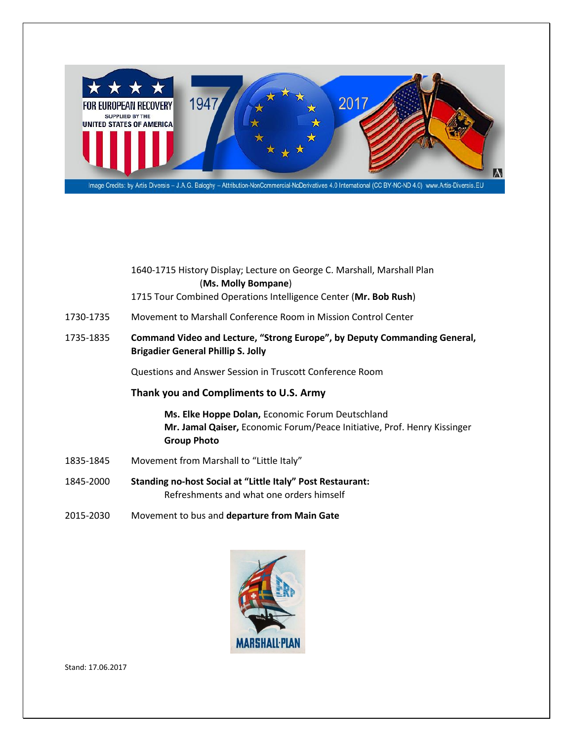Image Credits: by Artis Diversis – J.A.G. Baloghy – Attribution-NonCommercial-NoDerivatives 4.0 International (CC BY-NC-ND 4.0) www.Artis-Diversis.EU

| | |
|---|---|
| | 1640-1715 History Display; Lecture on George C. Marshall, Marshall Plan (**Ms. Molly Bompane**) |
| | 1715 Tour Combined Operations Intelligence Center (**Mr. Bob Rush**) |
| 1730-1735 | Movement to Marshall Conference Room in Mission Control Center |
| 1735-1835 | **Command Video and Lecture, "Strong Europe", by Deputy Commanding General, Brigadier General Phillip S. Jolly** |
| | Questions and Answer Session in Truscott Conference Room |
| | **Thank you and Compliments to U.S. Army** |
| | **Ms. Elke Hoppe Dolan,** Economic Forum Deutschland |
| | **Mr. Jamal Qaiser,** Economic Forum/Peace Initiative, Prof. Henry Kissinger |
| | **Group Photo** |
| 1835-1845 | Movement from Marshall to "Little Italy" |
| 1845-2000 | **Standing no-host Social at "Little Italy" Post Restaurant:** Refreshments and what one orders himself |
| 2015-2030 | Movement to bus and **departure from Main Gate** |

Stand: 17.06.2017